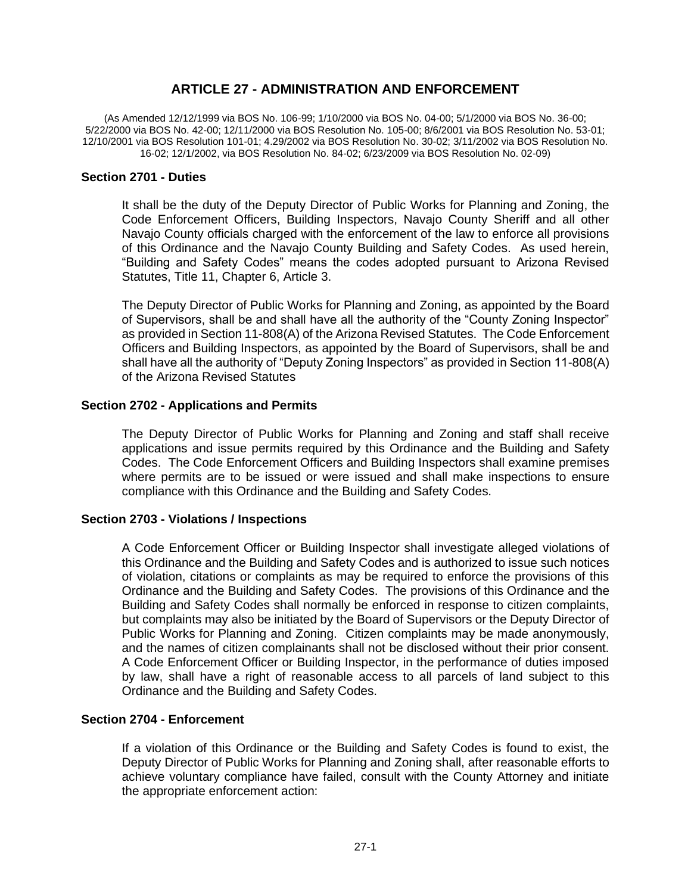# ARTICLE 27 - ADMINISTRATION AND ENFORCEMENT

(As Amended 12/12/1999 via BOS No. 106-99; 1/10/2000 via BOS No. 04-00; 5/1/2000 via BOS No. 36-00; 5/22/2000 via BOS No. 42-00; 12/11/2000 via BOS Resolution No. 105-00; 8/6/2001 via BOS Resolution No. 53-01; 12/10/2001 via BOS Resolution 101-01; 4.29/2002 via BOS Resolution No. 30-02; 3/11/2002 via BOS Resolution No. 16-02; 12/1/2002, via BOS Resolution No. 84-02; 6/23/2009 via BOS Resolution No. 02-09)

## Section 2701 - Duties

It shall be the duty of the Deputy Director of Public Works for Planning and Zoning, the Code Enforcement Officers, Building Inspectors, Navajo County Sheriff and all other Navajo County officials charged with the enforcement of the law to enforce all provisions of this Ordinance and the Navajo County Building and Safety Codes. As used herein, "Building and Safety Codes" means the codes adopted pursuant to Arizona Revised Statutes, Title 11, Chapter 6, Article 3.

The Deputy Director of Public Works for Planning and Zoning, as appointed by the Board of Supervisors, shall be and shall have all the authority of the "County Zoning Inspector" as provided in Section 11-808(A) of the Arizona Revised Statutes. The Code Enforcement Officers and Building Inspectors, as appointed by the Board of Supervisors, shall be and shall have all the authority of "Deputy Zoning Inspectors" as provided in Section 11-808(A) of the Arizona Revised Statutes

## Section 2702 - Applications and Permits

The Deputy Director of Public Works for Planning and Zoning and staff shall receive applications and issue permits required by this Ordinance and the Building and Safety Codes. The Code Enforcement Officers and Building Inspectors shall examine premises where permits are to be issued or were issued and shall make inspections to ensure compliance with this Ordinance and the Building and Safety Codes.

## Section 2703 - Violations / Inspections

A Code Enforcement Officer or Building Inspector shall investigate alleged violations of this Ordinance and the Building and Safety Codes and is authorized to issue such notices of violation, citations or complaints as may be required to enforce the provisions of this Ordinance and the Building and Safety Codes. The provisions of this Ordinance and the Building and Safety Codes shall normally be enforced in response to citizen complaints, but complaints may also be initiated by the Board of Supervisors or the Deputy Director of Public Works for Planning and Zoning. Citizen complaints may be made anonymously, and the names of citizen complainants shall not be disclosed without their prior consent. A Code Enforcement Officer or Building Inspector, in the performance of duties imposed by law, shall have a right of reasonable access to all parcels of land subject to this Ordinance and the Building and Safety Codes.

## Section 2704 - Enforcement

If a violation of this Ordinance or the Building and Safety Codes is found to exist, the Deputy Director of Public Works for Planning and Zoning shall, after reasonable efforts to achieve voluntary compliance have failed, consult with the County Attorney and initiate the appropriate enforcement action: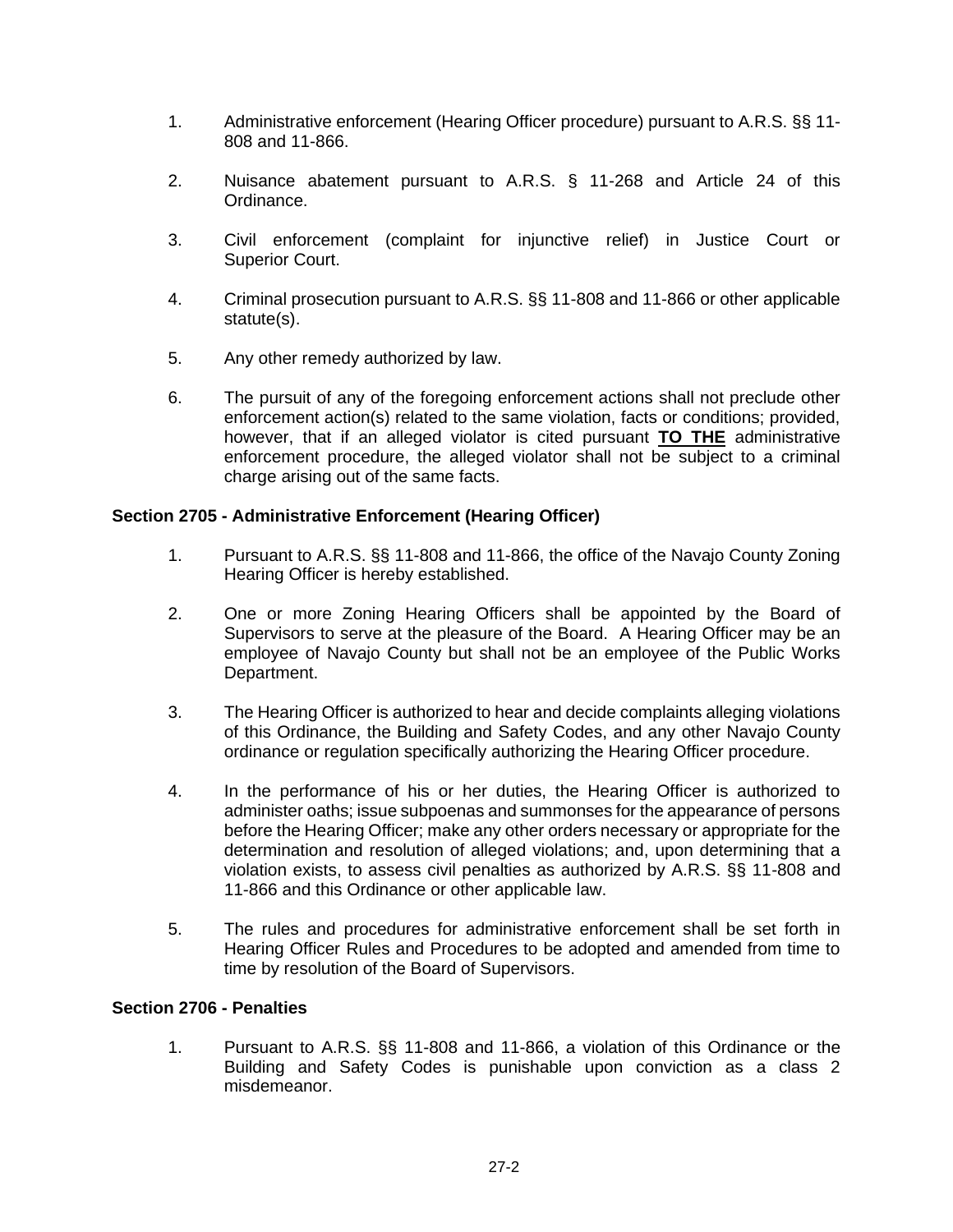1. Administrative enforcement (Hearing Officer procedure) pursuant to A.R.S. §§ 11-808 and 11-866.

2. Nuisance abatement pursuant to A.R.S. § 11-268 and Article 24 of this Ordinance.

3. Civil enforcement (complaint for injunctive relief) in Justice Court or Superior Court.

4. Criminal prosecution pursuant to A.R.S. §§ 11-808 and 11-866 or other applicable statute(s).

5. Any other remedy authorized by law.

6. The pursuit of any of the foregoing enforcement actions shall not preclude other enforcement action(s) related to the same violation, facts or conditions; provided, however, that if an alleged violator is cited pursuant **TO THE** administrative enforcement procedure, the alleged violator shall not be subject to a criminal charge arising out of the same facts.

**Section 2705 - Administrative Enforcement (Hearing Officer)**

1. Pursuant to A.R.S. §§ 11-808 and 11-866, the office of the Navajo County Zoning Hearing Officer is hereby established.

2. One or more Zoning Hearing Officers shall be appointed by the Board of Supervisors to serve at the pleasure of the Board. A Hearing Officer may be an employee of Navajo County but shall not be an employee of the Public Works Department.

3. The Hearing Officer is authorized to hear and decide complaints alleging violations of this Ordinance, the Building and Safety Codes, and any other Navajo County ordinance or regulation specifically authorizing the Hearing Officer procedure.

4. In the performance of his or her duties, the Hearing Officer is authorized to administer oaths; issue subpoenas and summonses for the appearance of persons before the Hearing Officer; make any other orders necessary or appropriate for the determination and resolution of alleged violations; and, upon determining that a violation exists, to assess civil penalties as authorized by A.R.S. §§ 11-808 and 11-866 and this Ordinance or other applicable law.

5. The rules and procedures for administrative enforcement shall be set forth in Hearing Officer Rules and Procedures to be adopted and amended from time to time by resolution of the Board of Supervisors.

**Section 2706 - Penalties**

1. Pursuant to A.R.S. §§ 11-808 and 11-866, a violation of this Ordinance or the Building and Safety Codes is punishable upon conviction as a class 2 misdemeanor.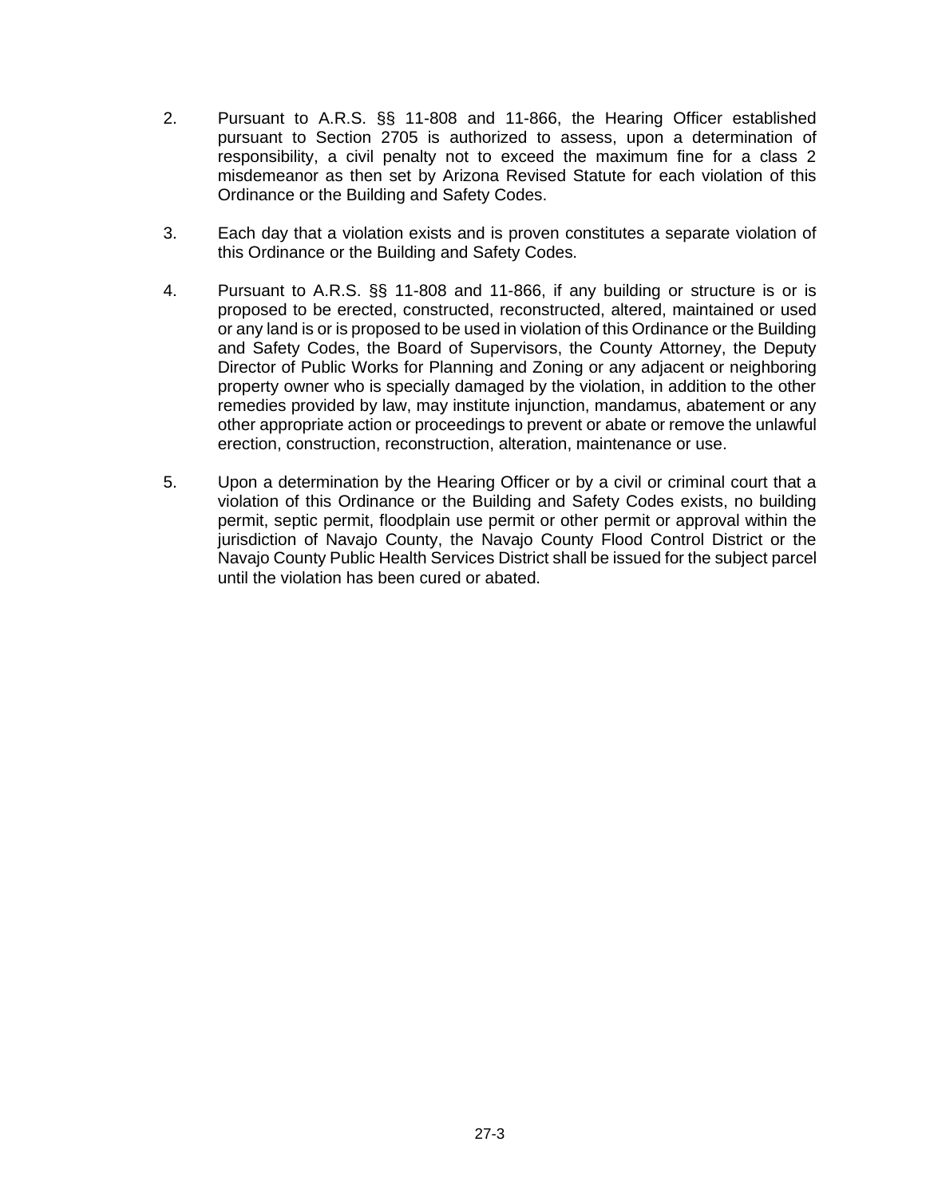2. Pursuant to A.R.S. §§ 11-808 and 11-866, the Hearing Officer established pursuant to Section 2705 is authorized to assess, upon a determination of responsibility, a civil penalty not to exceed the maximum fine for a class 2 misdemeanor as then set by Arizona Revised Statute for each violation of this Ordinance or the Building and Safety Codes.

3. Each day that a violation exists and is proven constitutes a separate violation of this Ordinance or the Building and Safety Codes.

4. Pursuant to A.R.S. §§ 11-808 and 11-866, if any building or structure is or is proposed to be erected, constructed, reconstructed, altered, maintained or used or any land is or is proposed to be used in violation of this Ordinance or the Building and Safety Codes, the Board of Supervisors, the County Attorney, the Deputy Director of Public Works for Planning and Zoning or any adjacent or neighboring property owner who is specially damaged by the violation, in addition to the other remedies provided by law, may institute injunction, mandamus, abatement or any other appropriate action or proceedings to prevent or abate or remove the unlawful erection, construction, reconstruction, alteration, maintenance or use.

5. Upon a determination by the Hearing Officer or by a civil or criminal court that a violation of this Ordinance or the Building and Safety Codes exists, no building permit, septic permit, floodplain use permit or other permit or approval within the jurisdiction of Navajo County, the Navajo County Flood Control District or the Navajo County Public Health Services District shall be issued for the subject parcel until the violation has been cured or abated.